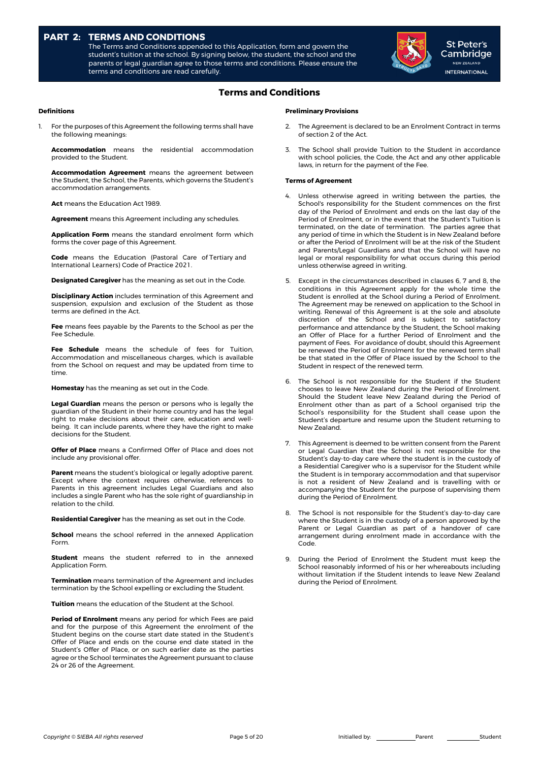## PART 2: TERMS AND CONDITIONS

The Terms and Conditions appended to this Application, form and govern the student's tuition at the school. By signing below, the student, the school and the parents or legal guardian agree to those terms and conditions. Please ensure the terms and conditions are read carefully.

St Peter's Cambridge NEW ZEALAND INTERNATIONAL

# Terms and Conditions

### Definitions

1. For the purposes of this Agreement the following terms shall have the following meanings:

**Accommodation** means the residential accommodation provided to the Student.

**Accommodation Agreement** means the agreement between the Student, the School, the Parents, which governs the Student's accommodation arrangements.

**Act** means the Education Act 1989.

**Agreement** means this Agreement including any schedules.

**Application Form** means the standard enrolment form which forms the cover page of this Agreement.

**Code** means the Education (Pastoral Care of Tertiary and International Learners) Code of Practice 2021.

**Designated Caregiver** has the meaning as set out in the Code.

**Disciplinary Action** includes termination of this Agreement and suspension, expulsion and exclusion of the Student as those terms are defined in the Act.

**Fee** means fees payable by the Parents to the School as per the Fee Schedule.

**Fee Schedule** means the schedule of fees for Tuition, Accommodation and miscellaneous charges, which is available from the School on request and may be updated from time to time.

**Homestay** has the meaning as set out in the Code.

**Legal Guardian** means the person or persons who is legally the guardian of the Student in their home country and has the legal right to make decisions about their care, education and well-being. It can include parents, where they have the right to make decisions for the Student.

**Offer of Place** means a Confirmed Offer of Place and does not include any provisional offer.

**Parent** means the student's biological or legally adoptive parent. Except where the context requires otherwise, references to Parents in this agreement includes Legal Guardians and also includes a single Parent who has the sole right of guardianship in relation to the child.

**Residential Caregiver** has the meaning as set out in the Code.

**School** means the school referred in the annexed Application Form.

**Student** means the student referred to in the annexed Application Form.

**Termination** means termination of the Agreement and includes termination by the School expelling or excluding the Student.

**Tuition** means the education of the Student at the School.

**Period of Enrolment** means any period for which Fees are paid and for the purpose of this Agreement the enrolment of the Student begins on the course start date stated in the Student's Offer of Place and ends on the course end date stated in the Student's Offer of Place, or on such earlier date as the parties agree or the School terminates the Agreement pursuant to clause 24 or 26 of the Agreement.

### Preliminary Provisions

2. The Agreement is declared to be an Enrolment Contract in terms of section 2 of the Act.

3. The School shall provide Tuition to the Student in accordance with school policies, the Code, the Act and any other applicable laws, in return for the payment of the Fee.

### Terms of Agreement

4. Unless otherwise agreed in writing between the parties, the School's responsibility for the Student commences on the first day of the Period of Enrolment and ends on the last day of the Period of Enrolment, or in the event that the Student's Tuition is terminated, on the date of termination. The parties agree that any period of time in which the Student is in New Zealand before or after the Period of Enrolment will be at the risk of the Student and Parents/Legal Guardians and that the School will have no legal or moral responsibility for what occurs during this period unless otherwise agreed in writing.

5. Except in the circumstances described in clauses 6, 7 and 8, the conditions in this Agreement apply for the whole time the Student is enrolled at the School during a Period of Enrolment. The Agreement may be renewed on application to the School in writing. Renewal of this Agreement is at the sole and absolute discretion of the School and is subject to satisfactory performance and attendance by the Student, the School making an Offer of Place for a further Period of Enrolment and the payment of Fees. For avoidance of doubt, should this Agreement be renewed the Period of Enrolment for the renewed term shall be that stated in the Offer of Place issued by the School to the Student in respect of the renewed term.

6. The School is not responsible for the Student if the Student chooses to leave New Zealand during the Period of Enrolment. Should the Student leave New Zealand during the Period of Enrolment other than as part of a School organised trip the School's responsibility for the Student shall cease upon the Student's departure and resume upon the Student returning to New Zealand.

7. This Agreement is deemed to be written consent from the Parent or Legal Guardian that the School is not responsible for the Student's day-to-day care where the student is in the custody of a Residential Caregiver who is a supervisor for the Student while the Student is in temporary accommodation and that supervisor is not a resident of New Zealand and is travelling with or accompanying the Student for the purpose of supervising them during the Period of Enrolment.

8. The School is not responsible for the Student's day-to-day care where the Student is in the custody of a person approved by the Parent or Legal Guardian as part of a handover of care arrangement during enrolment made in accordance with the Code.

9. During the Period of Enrolment the Student must keep the School reasonably informed of his or her whereabouts including without limitation if the Student intends to leave New Zealand during the Period of Enrolment.

Initialled by: ____________ Parent ____________ Student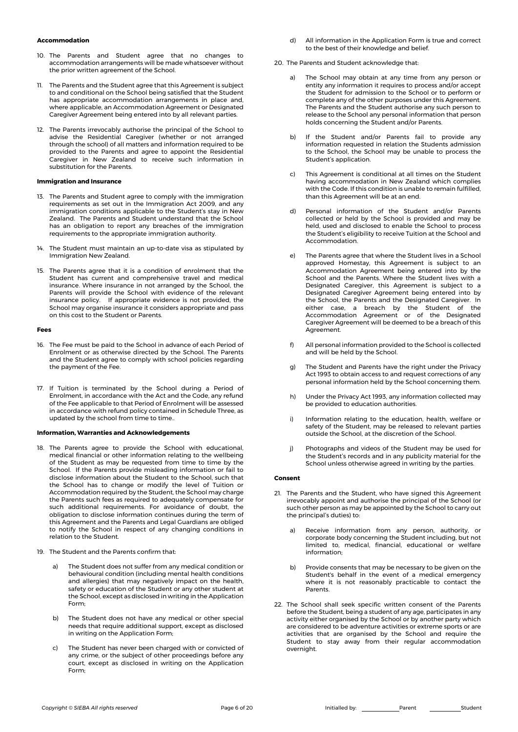**Accommodation**

10. The Parents and Student agree that no changes to accommodation arrangements will be made whatsoever without the prior written agreement of the School.

11. The Parents and the Student agree that this Agreement is subject to and conditional on the School being satisfied that the Student has appropriate accommodation arrangements in place and, where applicable, an Accommodation Agreement or Designated Caregiver Agreement being entered into by all relevant parties.

12. The Parents irrevocably authorise the principal of the School to advise the Residential Caregiver (whether or not arranged through the school) of all matters and information required to be provided to the Parents and agree to appoint the Residential Caregiver in New Zealand to receive such information in substitution for the Parents.

**Immigration and Insurance**

13. The Parents and Student agree to comply with the immigration requirements as set out in the Immigration Act 2009, and any immigration conditions applicable to the Student's stay in New Zealand. The Parents and Student understand that the School has an obligation to report any breaches of the immigration requirements to the appropriate immigration authority.

14. The Student must maintain an up-to-date visa as stipulated by Immigration New Zealand.

15. The Parents agree that it is a condition of enrolment that the Student has current and comprehensive travel and medical insurance. Where insurance in not arranged by the School, the Parents will provide the School with evidence of the relevant insurance policy. If appropriate evidence is not provided, the School may organise insurance it considers appropriate and pass on this cost to the Student or Parents.

**Fees**

16. The Fee must be paid to the School in advance of each Period of Enrolment or as otherwise directed by the School. The Parents and the Student agree to comply with school policies regarding the payment of the Fee.

17. If Tuition is terminated by the School during a Period of Enrolment, in accordance with the Act and the Code, any refund of the Fee applicable to that Period of Enrolment will be assessed in accordance with refund policy contained in Schedule Three, as updated by the school from time to time..

**Information, Warranties and Acknowledgements**

18. The Parents agree to provide the School with educational, medical financial or other information relating to the wellbeing of the Student as may be requested from time to time by the School. If the Parents provide misleading information or fail to disclose information about the Student to the School, such that the School has to change or modify the level of Tuition or Accommodation required by the Student, the School may charge the Parents such fees as required to adequately compensate for such additional requirements. For avoidance of doubt, the obligation to disclose information continues during the term of this Agreement and the Parents and Legal Guardians are obliged to notify the School in respect of any changing conditions in relation to the Student.

19. The Student and the Parents confirm that:

    a) The Student does not suffer from any medical condition or behavioural condition (including mental health conditions and allergies) that may negatively impact on the health, safety or education of the Student or any other student at the School, except as disclosed in writing in the Application Form;

    b) The Student does not have any medical or other special needs that require additional support, except as disclosed in writing on the Application Form;

    c) The Student has never been charged with or convicted of any crime, or the subject of other proceedings before any court, except as disclosed in writing on the Application Form;

    d) All information in the Application Form is true and correct to the best of their knowledge and belief.

20. The Parents and Student acknowledge that:

    a) The School may obtain at any time from any person or entity any information it requires to process and/or accept the Student for admission to the School or to perform or complete any of the other purposes under this Agreement. The Parents and the Student authorise any such person to release to the School any personal information that person holds concerning the Student and/or Parents.

    b) If the Student and/or Parents fail to provide any information requested in relation the Students admission to the School, the School may be unable to process the Student's application.

    c) This Agreement is conditional at all times on the Student having accommodation in New Zealand which complies with the Code. If this condition is unable to remain fulfilled, than this Agreement will be at an end.

    d) Personal information of the Student and/or Parents collected or held by the School is provided and may be held, used and disclosed to enable the School to process the Student's eligibility to receive Tuition at the School and Accommodation.

    e) The Parents agree that where the Student lives in a School approved Homestay, this Agreement is subject to an Accommodation Agreement being entered into by the School and the Parents. Where the Student lives with a Designated Caregiver, this Agreement is subject to a Designated Caregiver Agreement being entered into by the School, the Parents and the Designated Caregiver. In either case, a breach by the Student of the Accommodation Agreement or of the Designated Caregiver Agreement will be deemed to be a breach of this Agreement.

    f) All personal information provided to the School is collected and will be held by the School.

    g) The Student and Parents have the right under the Privacy Act 1993 to obtain access to and request corrections of any personal information held by the School concerning them.

    h) Under the Privacy Act 1993, any information collected may be provided to education authorities.

    i) Information relating to the education, health, welfare or safety of the Student, may be released to relevant parties outside the School, at the discretion of the School.

    j) Photographs and videos of the Student may be used for the Student's records and in any publicity material for the School unless otherwise agreed in writing by the parties.

**Consent**

21. The Parents and the Student, who have signed this Agreement irrevocably appoint and authorise the principal of the School (or such other person as may be appointed by the School to carry out the principal's duties) to:

    a) Receive information from any person, authority, or corporate body concerning the Student including, but not limited to, medical, financial, educational or welfare information;

    b) Provide consents that may be necessary to be given on the Student's behalf in the event of a medical emergency where it is not reasonably practicable to contact the Parents.

22. The School shall seek specific written consent of the Parents before the Student, being a student of any age, participates in any activity either organised by the School or by another party which are considered to be adventure activities or extreme sports or are activities that are organised by the School and require the Student to stay away from their regular accommodation overnight.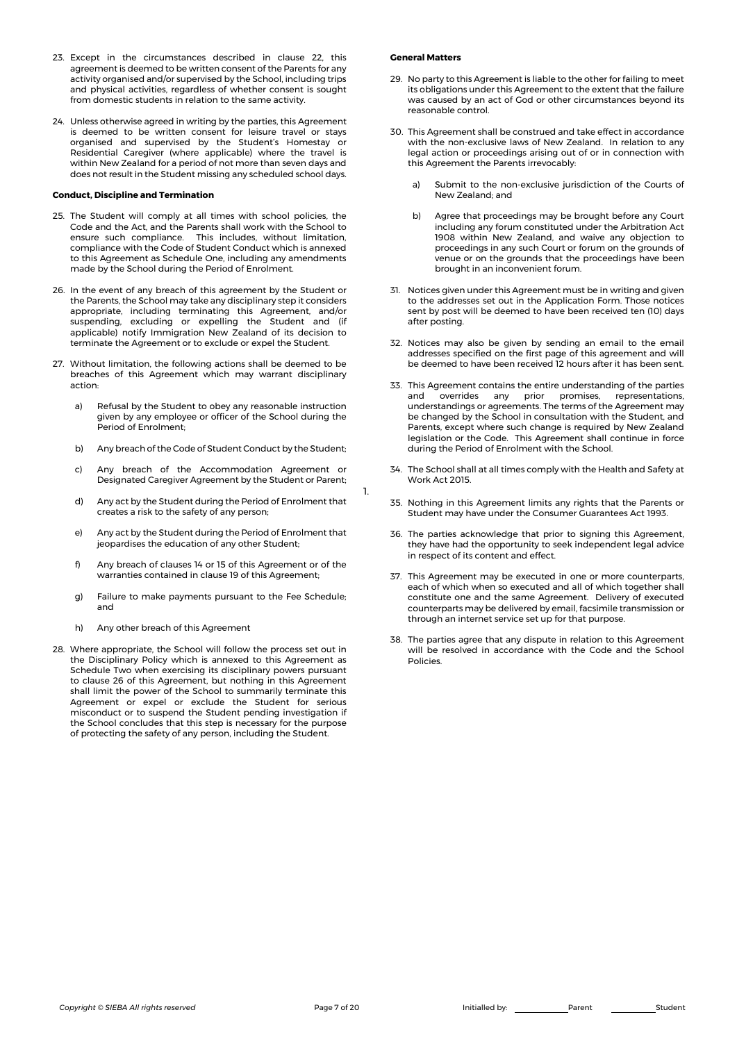23. Except in the circumstances described in clause 22, this agreement is deemed to be written consent of the Parents for any activity organised and/or supervised by the School, including trips and physical activities, regardless of whether consent is sought from domestic students in relation to the same activity.

24. Unless otherwise agreed in writing by the parties, this Agreement is deemed to be written consent for leisure travel or stays organised and supervised by the Student's Homestay or Residential Caregiver (where applicable) where the travel is within New Zealand for a period of not more than seven days and does not result in the Student missing any scheduled school days.

**Conduct, Discipline and Termination**

25. The Student will comply at all times with school policies, the Code and the Act, and the Parents shall work with the School to ensure such compliance. This includes, without limitation, compliance with the Code of Student Conduct which is annexed to this Agreement as Schedule One, including any amendments made by the School during the Period of Enrolment.

26. In the event of any breach of this agreement by the Student or the Parents, the School may take any disciplinary step it considers appropriate, including terminating this Agreement, and/or suspending, excluding or expelling the Student and (if applicable) notify Immigration New Zealand of its decision to terminate the Agreement or to exclude or expel the Student.

27. Without limitation, the following actions shall be deemed to be breaches of this Agreement which may warrant disciplinary action:

    a) Refusal by the Student to obey any reasonable instruction given by any employee or officer of the School during the Period of Enrolment;

    b) Any breach of the Code of Student Conduct by the Student;

    c) Any breach of the Accommodation Agreement or Designated Caregiver Agreement by the Student or Parent;

    d) Any act by the Student during the Period of Enrolment that creates a risk to the safety of any person;

    e) Any act by the Student during the Period of Enrolment that jeopardises the education of any other Student;

    f) Any breach of clauses 14 or 15 of this Agreement or of the warranties contained in clause 19 of this Agreement;

    g) Failure to make payments pursuant to the Fee Schedule; and

    h) Any other breach of this Agreement

28. Where appropriate, the School will follow the process set out in the Disciplinary Policy which is annexed to this Agreement as Schedule Two when exercising its disciplinary powers pursuant to clause 26 of this Agreement, but nothing in this Agreement shall limit the power of the School to summarily terminate this Agreement or expel or exclude the Student for serious misconduct or to suspend the Student pending investigation if the School concludes that this step is necessary for the purpose of protecting the safety of any person, including the Student.

**General Matters**

29. No party to this Agreement is liable to the other for failing to meet its obligations under this Agreement to the extent that the failure was caused by an act of God or other circumstances beyond its reasonable control.

30. This Agreement shall be construed and take effect in accordance with the non-exclusive laws of New Zealand. In relation to any legal action or proceedings arising out of or in connection with this Agreement the Parents irrevocably:

    a) Submit to the non-exclusive jurisdiction of the Courts of New Zealand; and

    b) Agree that proceedings may be brought before any Court including any forum constituted under the Arbitration Act 1908 within New Zealand, and waive any objection to proceedings in any such Court or forum on the grounds of venue or on the grounds that the proceedings have been brought in an inconvenient forum.

31. Notices given under this Agreement must be in writing and given to the addresses set out in the Application Form. Those notices sent by post will be deemed to have been received ten (10) days after posting.

32. Notices may also be given by sending an email to the email addresses specified on the first page of this agreement and will be deemed to have been received 12 hours after it has been sent.

33. This Agreement contains the entire understanding of the parties and overrides any prior promises, representations, understandings or agreements. The terms of the Agreement may be changed by the School in consultation with the Student, and Parents, except where such change is required by New Zealand legislation or the Code. This Agreement shall continue in force during the Period of Enrolment with the School.

34. The School shall at all times comply with the Health and Safety at Work Act 2015.

35. Nothing in this Agreement limits any rights that the Parents or Student may have under the Consumer Guarantees Act 1993.

36. The parties acknowledge that prior to signing this Agreement, they have had the opportunity to seek independent legal advice in respect of its content and effect.

37. This Agreement may be executed in one or more counterparts, each of which when so executed and all of which together shall constitute one and the same Agreement. Delivery of executed counterparts may be delivered by email, facsimile transmission or through an internet service set up for that purpose.

38. The parties agree that any dispute in relation to this Agreement will be resolved in accordance with the Code and the School Policies.

Initialled by: ____________ Parent ____________ Student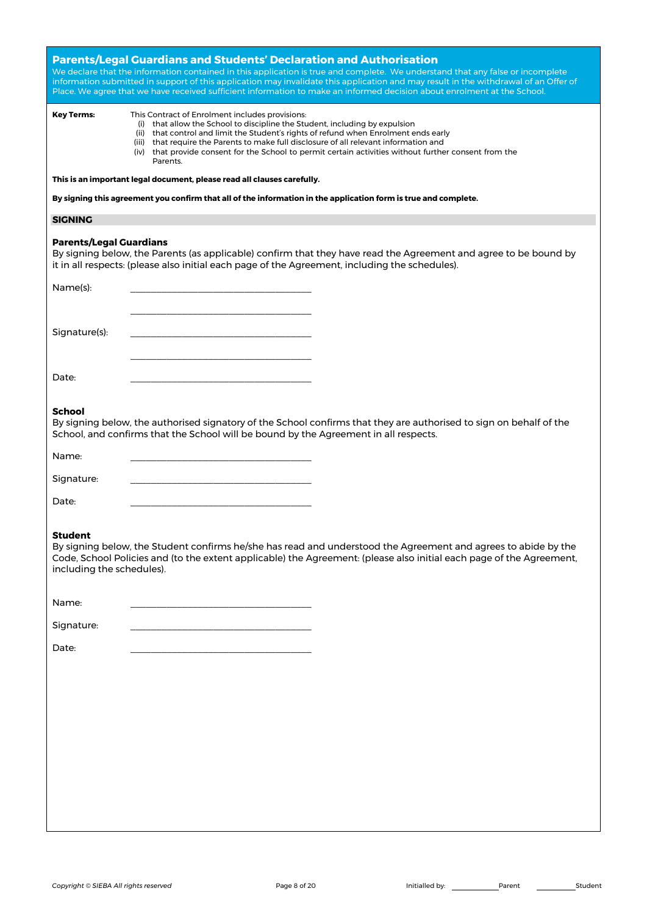## Parents/Legal Guardians and Students' Declaration and Authorisation

We declare that the information contained in this application is true and complete. We understand that any false or incomplete information submitted in support of this application may invalidate this application and may result in the withdrawal of an Offer of Place. We agree that we have received sufficient information to make an informed decision about enrolment at the School.

**Key Terms:** This Contract of Enrolment includes provisions:

- (i) that allow the School to discipline the Student, including by expulsion
- (ii) that control and limit the Student's rights of refund when Enrolment ends early
- (iii) that require the Parents to make full disclosure of all relevant information and
- (iv) that provide consent for the School to permit certain activities without further consent from the Parents.

**This is an important legal document, please read all clauses carefully.**

**By signing this agreement you confirm that all of the information in the application form is true and complete.**

### SIGNING

**Parents/Legal Guardians**

By signing below, the Parents (as applicable) confirm that they have read the Agreement and agree to be bound by it in all respects: (please also initial each page of the Agreement, including the schedules).

Name(s): ______________________________

______________________________

Signature(s): ______________________________

______________________________

Date: ______________________________

**School**

By signing below, the authorised signatory of the School confirms that they are authorised to sign on behalf of the School, and confirms that the School will be bound by the Agreement in all respects.

Name: ______________________________

Signature: ______________________________

Date: ______________________________

**Student**

By signing below, the Student confirms he/she has read and understood the Agreement and agrees to abide by the Code, School Policies and (to the extent applicable) the Agreement: (please also initial each page of the Agreement, including the schedules).

Name: ______________________________

Signature: ______________________________

Date: ______________________________

Initialled by: __________ Parent __________ Student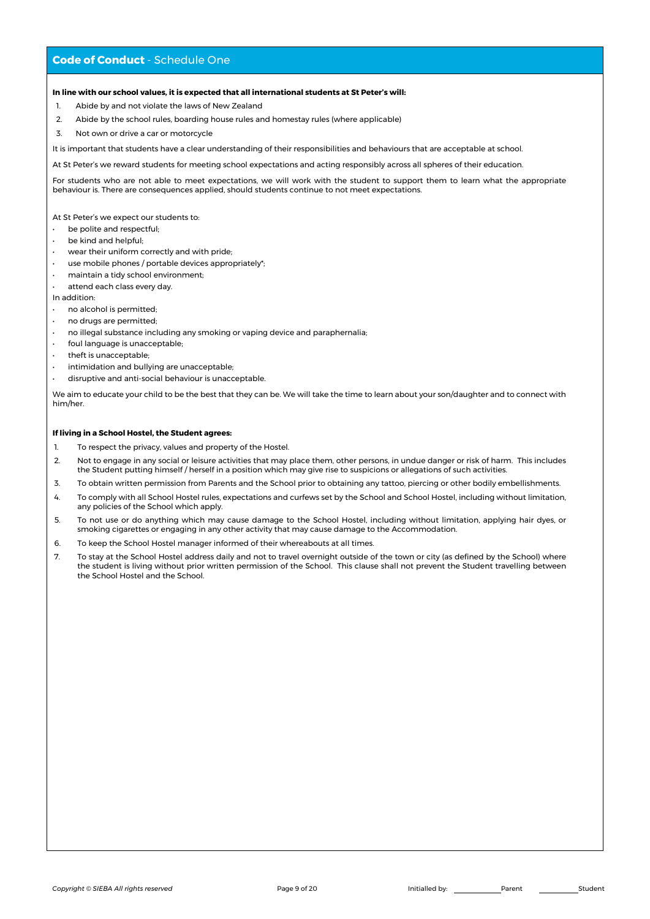## **Code of Conduct** - Schedule One

**In line with our school values, it is expected that all international students at St Peter's will:**

1. Abide by and not violate the laws of New Zealand
2. Abide by the school rules, boarding house rules and homestay rules (where applicable)
3. Not own or drive a car or motorcycle

It is important that students have a clear understanding of their responsibilities and behaviours that are acceptable at school.

At St Peter's we reward students for meeting school expectations and acting responsibly across all spheres of their education.

For students who are not able to meet expectations, we will work with the student to support them to learn what the appropriate behaviour is. There are consequences applied, should students continue to not meet expectations.

At St Peter's we expect our students to:

- be polite and respectful;
- be kind and helpful;
- wear their uniform correctly and with pride;
- use mobile phones / portable devices appropriately*;
- maintain a tidy school environment;
- attend each class every day.

In addition:

- no alcohol is permitted;
- no drugs are permitted;
- no illegal substance including any smoking or vaping device and paraphernalia;
- foul language is unacceptable;
- theft is unacceptable;
- intimidation and bullying are unacceptable;
- disruptive and anti-social behaviour is unacceptable.

We aim to educate your child to be the best that they can be. We will take the time to learn about your son/daughter and to connect with him/her.

**If living in a School Hostel, the Student agrees:**

1. To respect the privacy, values and property of the Hostel.
2. Not to engage in any social or leisure activities that may place them, other persons, in undue danger or risk of harm. This includes the Student putting himself / herself in a position which may give rise to suspicions or allegations of such activities.
3. To obtain written permission from Parents and the School prior to obtaining any tattoo, piercing or other bodily embellishments.
4. To comply with all School Hostel rules, expectations and curfews set by the School and School Hostel, including without limitation, any policies of the School which apply.
5. To not use or do anything which may cause damage to the School Hostel, including without limitation, applying hair dyes, or smoking cigarettes or engaging in any other activity that may cause damage to the Accommodation.
6. To keep the School Hostel manager informed of their whereabouts at all times.
7. To stay at the School Hostel address daily and not to travel overnight outside of the town or city (as defined by the School) where the student is living without prior written permission of the School. This clause shall not prevent the Student travelling between the School Hostel and the School.

Initialled by: ____________ Parent ____________ Student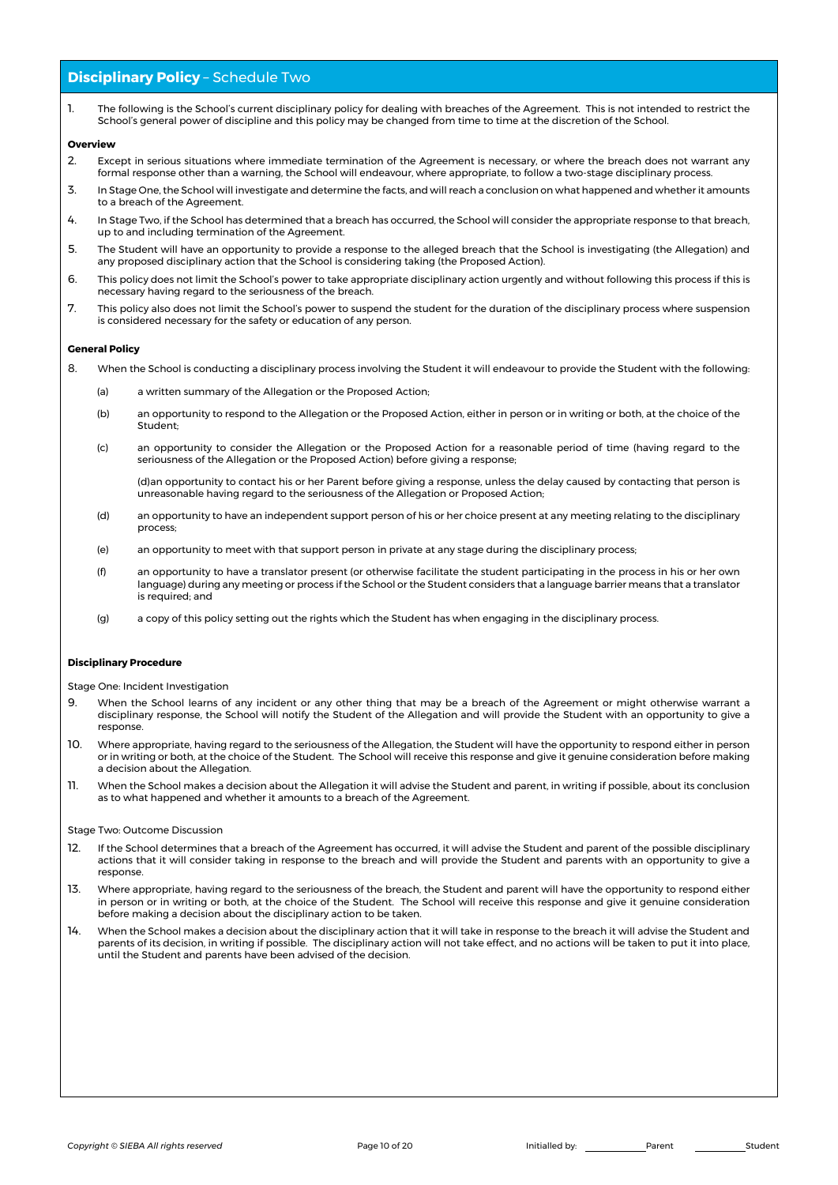## **Disciplinary Policy** – Schedule Two

1. The following is the School's current disciplinary policy for dealing with breaches of the Agreement. This is not intended to restrict the School's general power of discipline and this policy may be changed from time to time at the discretion of the School.

**Overview**

2. Except in serious situations where immediate termination of the Agreement is necessary, or where the breach does not warrant any formal response other than a warning, the School will endeavour, where appropriate, to follow a two-stage disciplinary process.
3. In Stage One, the School will investigate and determine the facts, and will reach a conclusion on what happened and whether it amounts to a breach of the Agreement.
4. In Stage Two, if the School has determined that a breach has occurred, the School will consider the appropriate response to that breach, up to and including termination of the Agreement.
5. The Student will have an opportunity to provide a response to the alleged breach that the School is investigating (the Allegation) and any proposed disciplinary action that the School is considering taking (the Proposed Action).
6. This policy does not limit the School's power to take appropriate disciplinary action urgently and without following this process if this is necessary having regard to the seriousness of the breach.
7. This policy also does not limit the School's power to suspend the student for the duration of the disciplinary process where suspension is considered necessary for the safety or education of any person.

**General Policy**

8. When the School is conducting a disciplinary process involving the Student it will endeavour to provide the Student with the following:

   (a) a written summary of the Allegation or the Proposed Action;

   (b) an opportunity to respond to the Allegation or the Proposed Action, either in person or in writing or both, at the choice of the Student;

   (c) an opportunity to consider the Allegation or the Proposed Action for a reasonable period of time (having regard to the seriousness of the Allegation or the Proposed Action) before giving a response;

   (d)an opportunity to contact his or her Parent before giving a response, unless the delay caused by contacting that person is unreasonable having regard to the seriousness of the Allegation or Proposed Action;

   (d) an opportunity to have an independent support person of his or her choice present at any meeting relating to the disciplinary process;

   (e) an opportunity to meet with that support person in private at any stage during the disciplinary process;

   (f) an opportunity to have a translator present (or otherwise facilitate the student participating in the process in his or her own language) during any meeting or process if the School or the Student considers that a language barrier means that a translator is required; and

   (g) a copy of this policy setting out the rights which the Student has when engaging in the disciplinary process.

**Disciplinary Procedure**

Stage One: Incident Investigation

9. When the School learns of any incident or any other thing that may be a breach of the Agreement or might otherwise warrant a disciplinary response, the School will notify the Student of the Allegation and will provide the Student with an opportunity to give a response.
10. Where appropriate, having regard to the seriousness of the Allegation, the Student will have the opportunity to respond either in person or in writing or both, at the choice of the Student. The School will receive this response and give it genuine consideration before making a decision about the Allegation.
11. When the School makes a decision about the Allegation it will advise the Student and parent, in writing if possible, about its conclusion as to what happened and whether it amounts to a breach of the Agreement.

Stage Two: Outcome Discussion

12. If the School determines that a breach of the Agreement has occurred, it will advise the Student and parent of the possible disciplinary actions that it will consider taking in response to the breach and will provide the Student and parents with an opportunity to give a response.
13. Where appropriate, having regard to the seriousness of the breach, the Student and parent will have the opportunity to respond either in person or in writing or both, at the choice of the Student. The School will receive this response and give it genuine consideration before making a decision about the disciplinary action to be taken.
14. When the School makes a decision about the disciplinary action that it will take in response to the breach it will advise the Student and parents of its decision, in writing if possible. The disciplinary action will not take effect, and no actions will be taken to put it into place, until the Student and parents have been advised of the decision.

Initialled by: ____________ Parent ____________ Student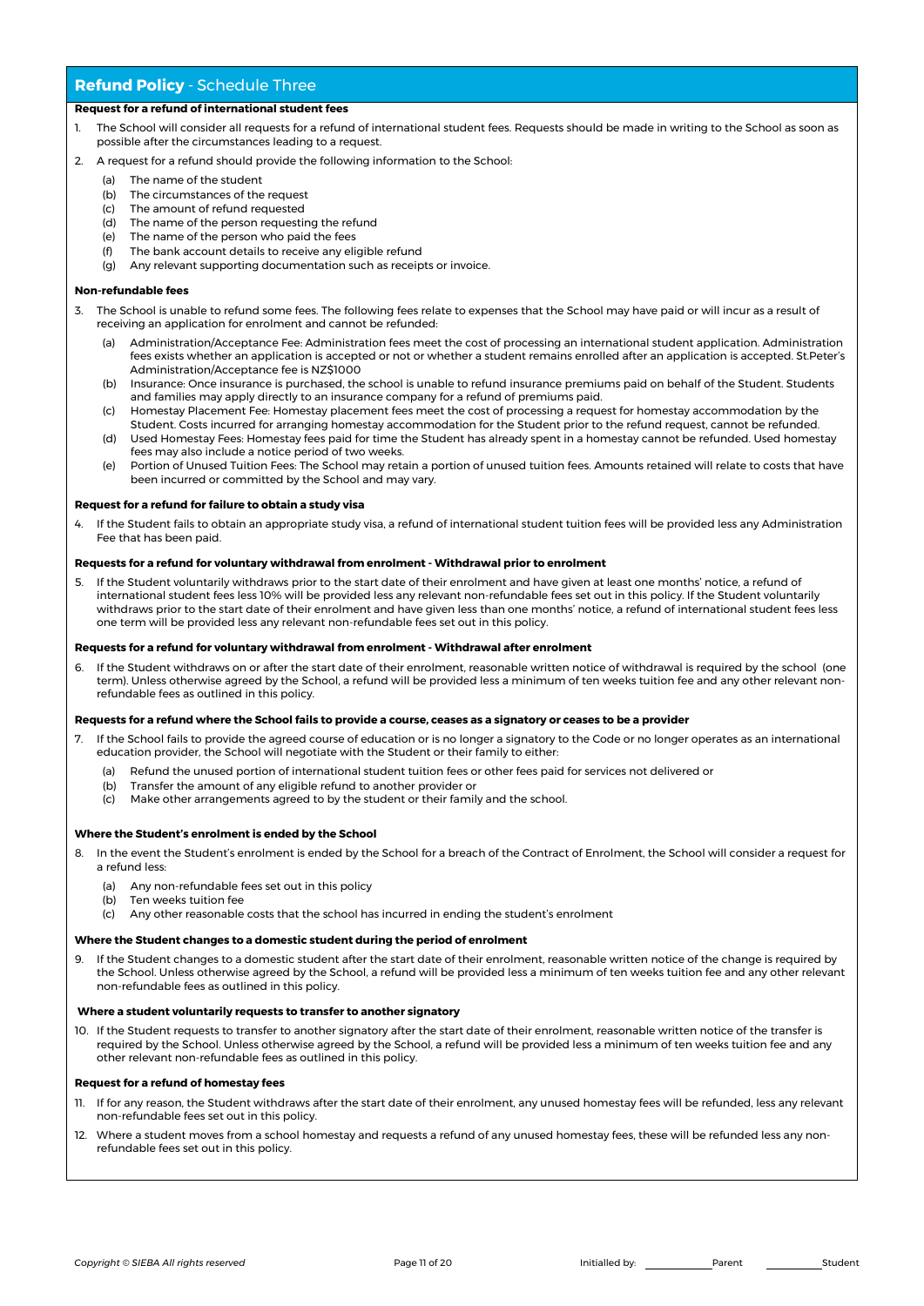## **Refund Policy** - Schedule Three

**Request for a refund of international student fees**

1. The School will consider all requests for a refund of international student fees. Requests should be made in writing to the School as soon as possible after the circumstances leading to a request.
2. A request for a refund should provide the following information to the School:
   (a) The name of the student
   (b) The circumstances of the request
   (c) The amount of refund requested
   (d) The name of the person requesting the refund
   (e) The name of the person who paid the fees
   (f) The bank account details to receive any eligible refund
   (g) Any relevant supporting documentation such as receipts or invoice.

**Non-refundable fees**

3. The School is unable to refund some fees. The following fees relate to expenses that the School may have paid or will incur as a result of receiving an application for enrolment and cannot be refunded:
   (a) Administration/Acceptance Fee: Administration fees meet the cost of processing an international student application. Administration fees exists whether an application is accepted or not or whether a student remains enrolled after an application is accepted. St.Peter's Administration/Acceptance fee is NZ$1000
   (b) Insurance: Once insurance is purchased, the school is unable to refund insurance premiums paid on behalf of the Student. Students and families may apply directly to an insurance company for a refund of premiums paid.
   (c) Homestay Placement Fee: Homestay placement fees meet the cost of processing a request for homestay accommodation by the Student. Costs incurred for arranging homestay accommodation for the Student prior to the refund request, cannot be refunded.
   (d) Used Homestay Fees: Homestay fees paid for time the Student has already spent in a homestay cannot be refunded. Used homestay fees may also include a notice period of two weeks.
   (e) Portion of Unused Tuition Fees: The School may retain a portion of unused tuition fees. Amounts retained will relate to costs that have been incurred or committed by the School and may vary.

**Request for a refund for failure to obtain a study visa**

4. If the Student fails to obtain an appropriate study visa, a refund of international student tuition fees will be provided less any Administration Fee that has been paid.

**Requests for a refund for voluntary withdrawal from enrolment - Withdrawal prior to enrolment**

5. If the Student voluntarily withdraws prior to the start date of their enrolment and have given at least one months' notice, a refund of international student fees less 10% will be provided less any relevant non-refundable fees set out in this policy. If the Student voluntarily withdraws prior to the start date of their enrolment and have given less than one months' notice, a refund of international student fees less one term will be provided less any relevant non-refundable fees set out in this policy.

**Requests for a refund for voluntary withdrawal from enrolment - Withdrawal after enrolment**

6. If the Student withdraws on or after the start date of their enrolment, reasonable written notice of withdrawal is required by the school (one term). Unless otherwise agreed by the School, a refund will be provided less a minimum of ten weeks tuition fee and any other relevant non-refundable fees as outlined in this policy.

**Requests for a refund where the School fails to provide a course, ceases as a signatory or ceases to be a provider**

7. If the School fails to provide the agreed course of education or is no longer a signatory to the Code or no longer operates as an international education provider, the School will negotiate with the Student or their family to either:
   (a) Refund the unused portion of international student tuition fees or other fees paid for services not delivered or
   (b) Transfer the amount of any eligible refund to another provider or
   (c) Make other arrangements agreed to by the student or their family and the school.

**Where the Student's enrolment is ended by the School**

8. In the event the Student's enrolment is ended by the School for a breach of the Contract of Enrolment, the School will consider a request for a refund less:
   (a) Any non-refundable fees set out in this policy
   (b) Ten weeks tuition fee
   (c) Any other reasonable costs that the school has incurred in ending the student's enrolment

**Where the Student changes to a domestic student during the period of enrolment**

9. If the Student changes to a domestic student after the start date of their enrolment, reasonable written notice of the change is required by the School. Unless otherwise agreed by the School, a refund will be provided less a minimum of ten weeks tuition fee and any other relevant non-refundable fees as outlined in this policy.

**Where a student voluntarily requests to transfer to another signatory**

10. If the Student requests to transfer to another signatory after the start date of their enrolment, reasonable written notice of the transfer is required by the School. Unless otherwise agreed by the School, a refund will be provided less a minimum of ten weeks tuition fee and any other relevant non-refundable fees as outlined in this policy.

**Request for a refund of homestay fees**

11. If for any reason, the Student withdraws after the start date of their enrolment, any unused homestay fees will be refunded, less any relevant non-refundable fees set out in this policy.
12. Where a student moves from a school homestay and requests a refund of any unused homestay fees, these will be refunded less any non-refundable fees set out in this policy.

*Copyright © SIEBA All rights reserved*

Initialled by: ____________ Parent ____________ Student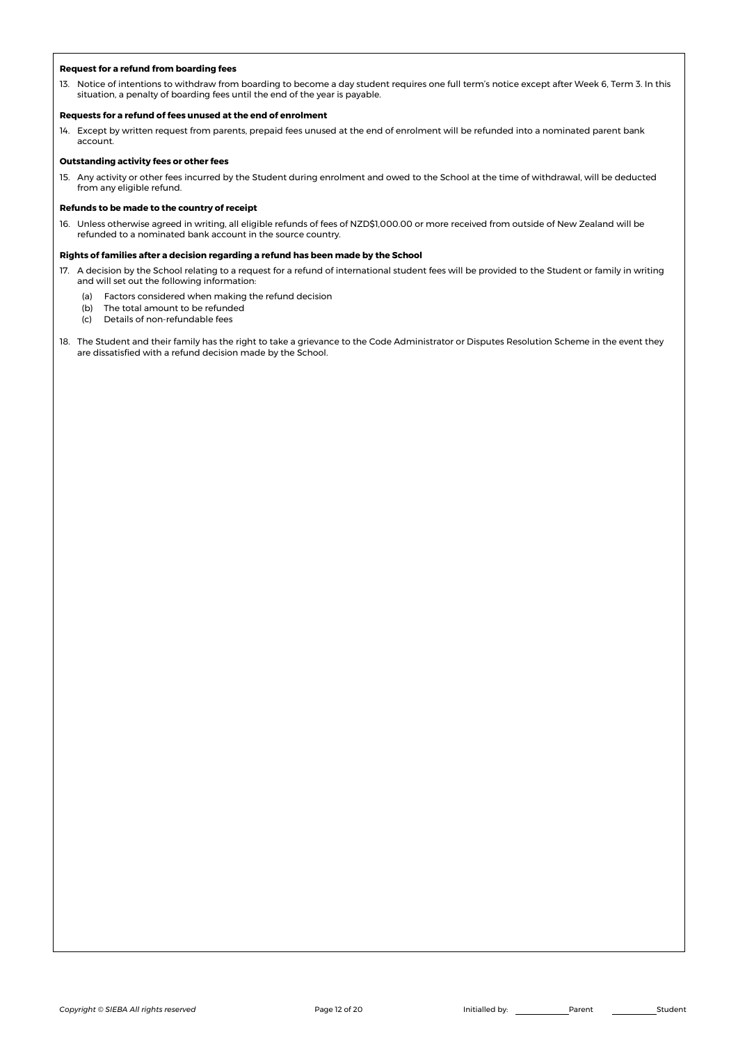**Request for a refund from boarding fees**

13. Notice of intentions to withdraw from boarding to become a day student requires one full term's notice except after Week 6, Term 3. In this situation, a penalty of boarding fees until the end of the year is payable.

**Requests for a refund of fees unused at the end of enrolment**

14. Except by written request from parents, prepaid fees unused at the end of enrolment will be refunded into a nominated parent bank account.

**Outstanding activity fees or other fees**

15. Any activity or other fees incurred by the Student during enrolment and owed to the School at the time of withdrawal, will be deducted from any eligible refund.

**Refunds to be made to the country of receipt**

16. Unless otherwise agreed in writing, all eligible refunds of fees of NZD$1,000.00 or more received from outside of New Zealand will be refunded to a nominated bank account in the source country.

**Rights of families after a decision regarding a refund has been made by the School**

17. A decision by the School relating to a request for a refund of international student fees will be provided to the Student or family in writing and will set out the following information:
    - (a) Factors considered when making the refund decision
    - (b) The total amount to be refunded
    - (c) Details of non-refundable fees

18. The Student and their family has the right to take a grievance to the Code Administrator or Disputes Resolution Scheme in the event they are dissatisfied with a refund decision made by the School.

*Copyright © SIEBA All rights reserved*

Initialled by: ____________ Parent ____________ Student